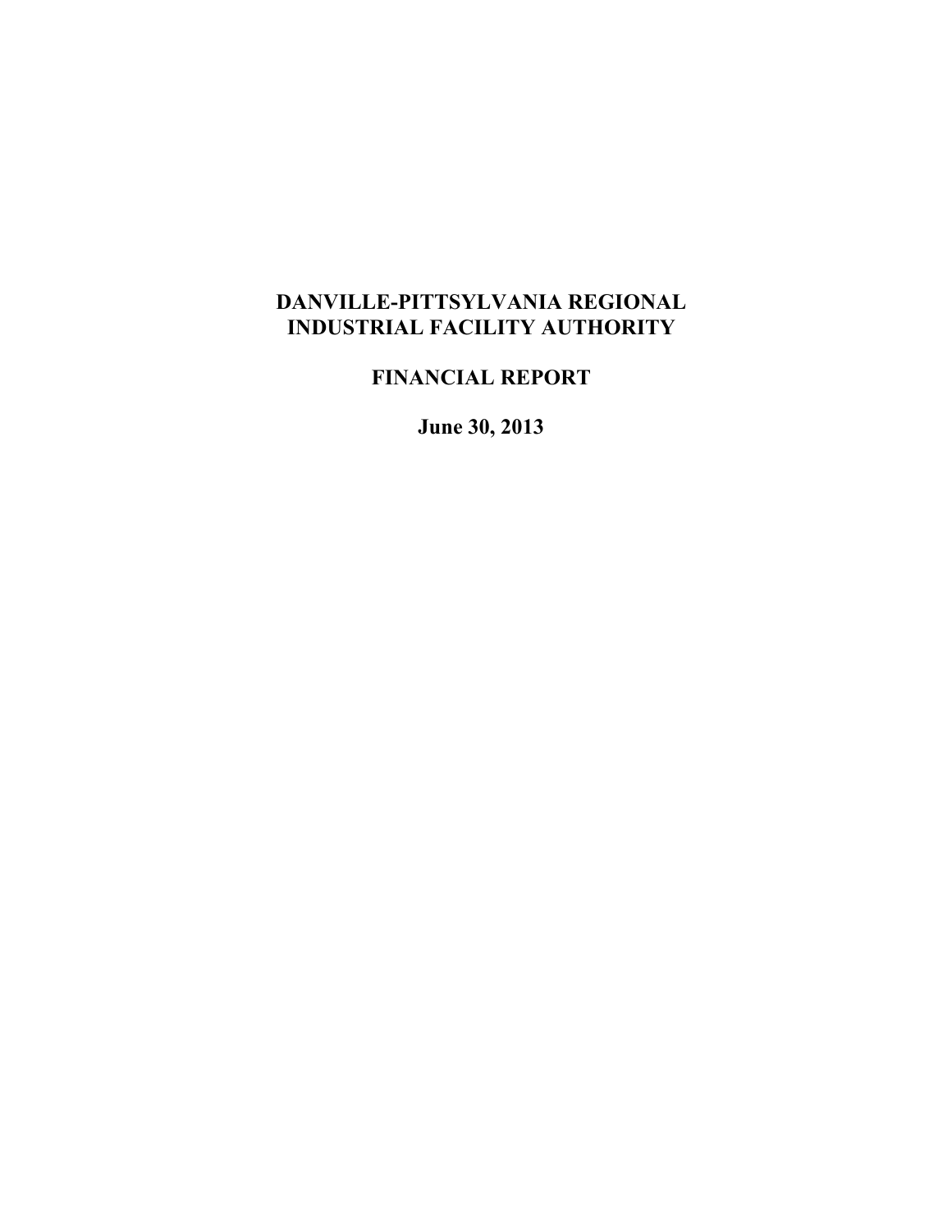# DANVILLE-PITTSYLVANIA REGIONAL INDUSTRIAL FACILITY AUTHORITY

## FINANCIAL REPORT

**June 30, 2013**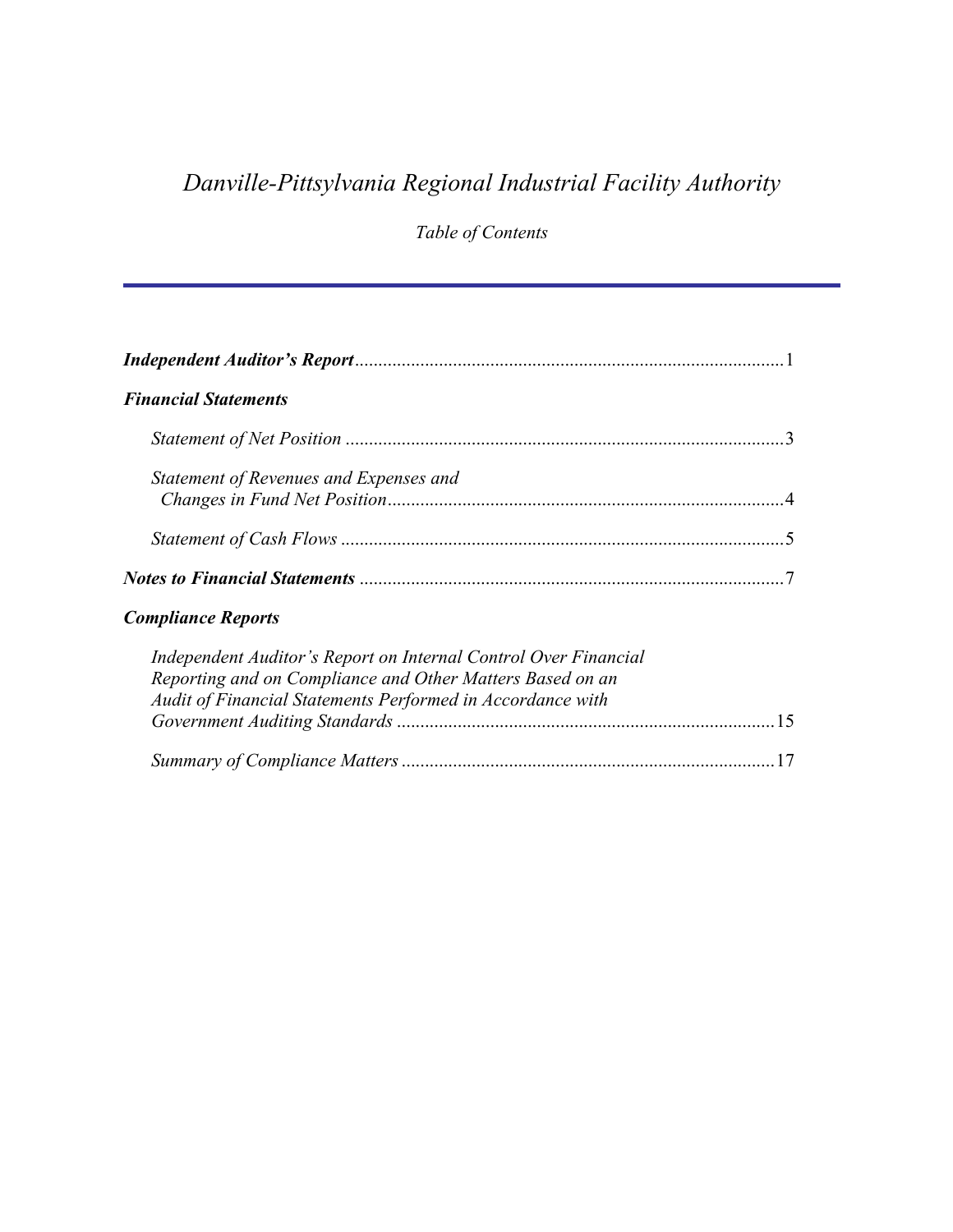# *Danville-Pittsylvania Regional Industrial Facility Authority*

*Table of Contents*

| | |
|---|---|
| ***Independent Auditor's Report*** | 1 |
| ***Financial Statements*** | |
| *Statement of Net Position* | 3 |
| *Statement of Revenues and Expenses and Changes in Fund Net Position* | 4 |
| *Statement of Cash Flows* | 5 |
| ***Notes to Financial Statements*** | 7 |
| ***Compliance Reports*** | |
| *Independent Auditor's Report on Internal Control Over Financial Reporting and on Compliance and Other Matters Based on an Audit of Financial Statements Performed in Accordance with Government Auditing Standards* | 15 |
| *Summary of Compliance Matters* | 17 |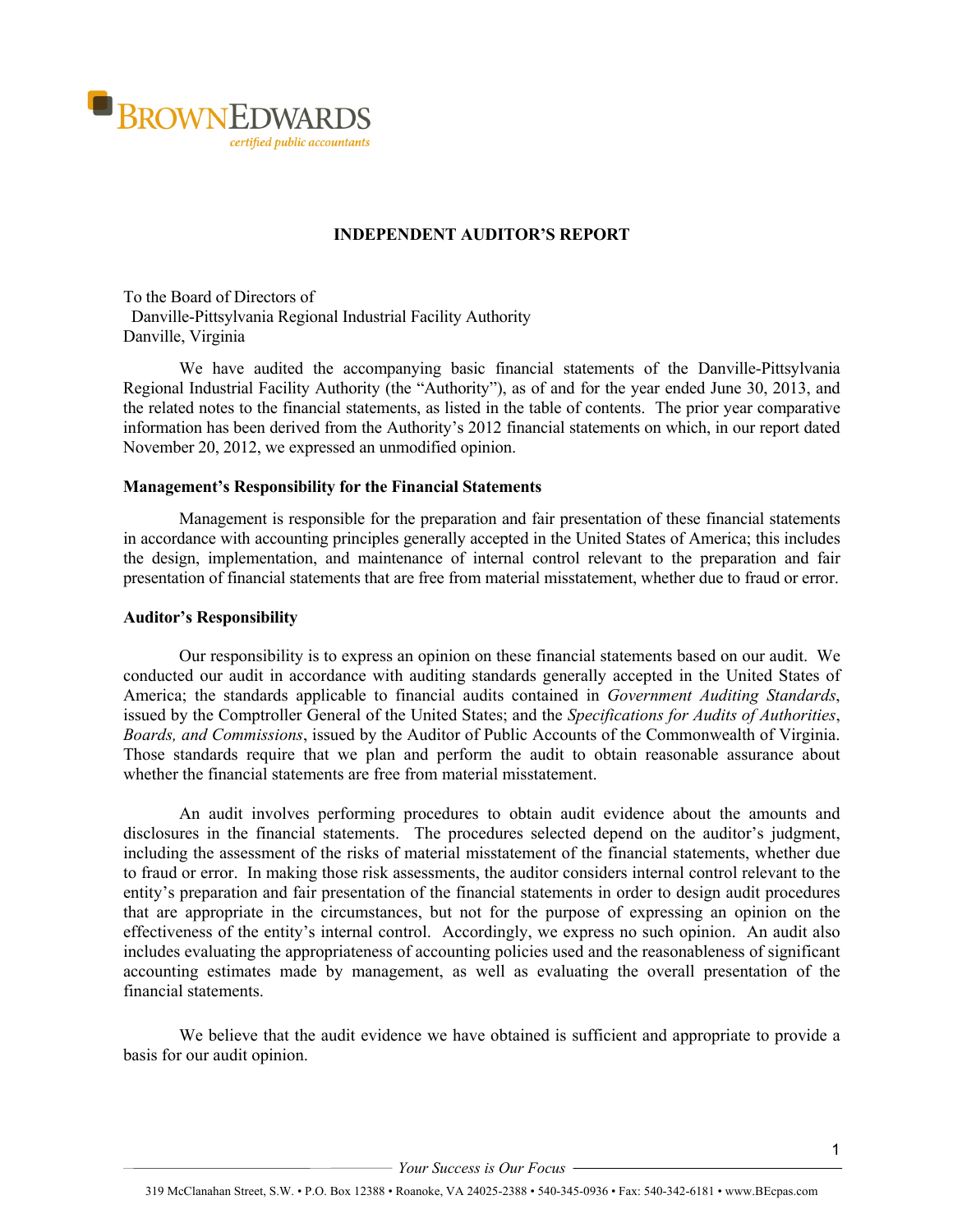**INDEPENDENT AUDITOR'S REPORT**

To the Board of Directors of
Danville-Pittsylvania Regional Industrial Facility Authority
Danville, Virginia

We have audited the accompanying basic financial statements of the Danville-Pittsylvania Regional Industrial Facility Authority (the "Authority"), as of and for the year ended June 30, 2013, and the related notes to the financial statements, as listed in the table of contents. The prior year comparative information has been derived from the Authority's 2012 financial statements on which, in our report dated November 20, 2012, we expressed an unmodified opinion.

**Management's Responsibility for the Financial Statements**

Management is responsible for the preparation and fair presentation of these financial statements in accordance with accounting principles generally accepted in the United States of America; this includes the design, implementation, and maintenance of internal control relevant to the preparation and fair presentation of financial statements that are free from material misstatement, whether due to fraud or error.

**Auditor's Responsibility**

Our responsibility is to express an opinion on these financial statements based on our audit. We conducted our audit in accordance with auditing standards generally accepted in the United States of America; the standards applicable to financial audits contained in *Government Auditing Standards*, issued by the Comptroller General of the United States; and the *Specifications for Audits of Authorities, Boards, and Commissions*, issued by the Auditor of Public Accounts of the Commonwealth of Virginia. Those standards require that we plan and perform the audit to obtain reasonable assurance about whether the financial statements are free from material misstatement.

An audit involves performing procedures to obtain audit evidence about the amounts and disclosures in the financial statements. The procedures selected depend on the auditor's judgment, including the assessment of the risks of material misstatement of the financial statements, whether due to fraud or error. In making those risk assessments, the auditor considers internal control relevant to the entity's preparation and fair presentation of the financial statements in order to design audit procedures that are appropriate in the circumstances, but not for the purpose of expressing an opinion on the effectiveness of the entity's internal control. Accordingly, we express no such opinion. An audit also includes evaluating the appropriateness of accounting policies used and the reasonableness of significant accounting estimates made by management, as well as evaluating the overall presentation of the financial statements.

We believe that the audit evidence we have obtained is sufficient and appropriate to provide a basis for our audit opinion.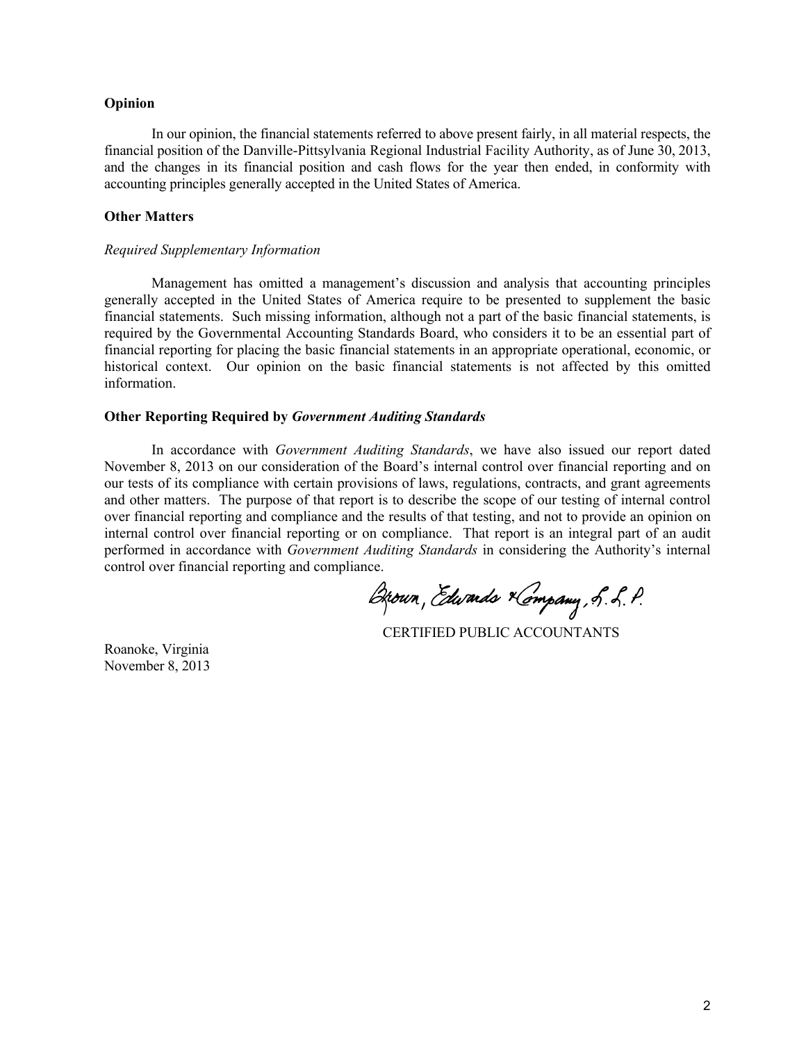**Opinion**

In our opinion, the financial statements referred to above present fairly, in all material respects, the financial position of the Danville-Pittsylvania Regional Industrial Facility Authority, as of June 30, 2013, and the changes in its financial position and cash flows for the year then ended, in conformity with accounting principles generally accepted in the United States of America.

**Other Matters**

*Required Supplementary Information*

Management has omitted a management's discussion and analysis that accounting principles generally accepted in the United States of America require to be presented to supplement the basic financial statements. Such missing information, although not a part of the basic financial statements, is required by the Governmental Accounting Standards Board, who considers it to be an essential part of financial reporting for placing the basic financial statements in an appropriate operational, economic, or historical context. Our opinion on the basic financial statements is not affected by this omitted information.

**Other Reporting Required by *Government Auditing Standards***

In accordance with *Government Auditing Standards*, we have also issued our report dated November 8, 2013 on our consideration of the Board's internal control over financial reporting and on our tests of its compliance with certain provisions of laws, regulations, contracts, and grant agreements and other matters. The purpose of that report is to describe the scope of our testing of internal control over financial reporting and compliance and the results of that testing, and not to provide an opinion on internal control over financial reporting or on compliance. That report is an integral part of an audit performed in accordance with *Government Auditing Standards* in considering the Authority's internal control over financial reporting and compliance.

Brown, Edwards & Company, L.L.P.

CERTIFIED PUBLIC ACCOUNTANTS

Roanoke, Virginia
November 8, 2013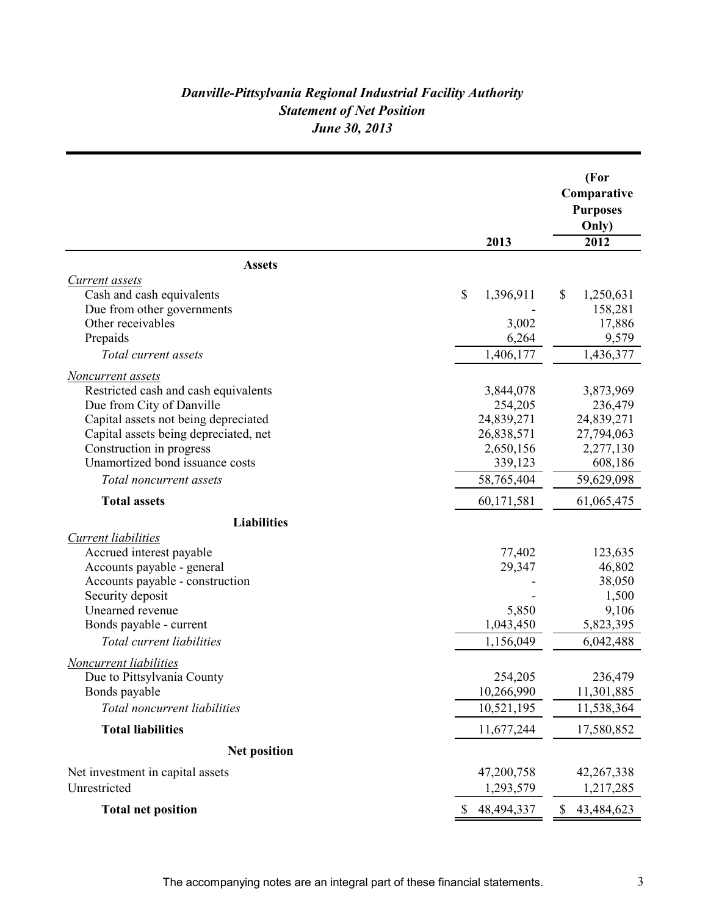# *Danville-Pittsylvania Regional Industrial Facility Authority*
## *Statement of Net Position*
### *June 30, 2013*

| | 2013 | (For Comparative Purposes Only) 2012 |
|---|---|---|
| **Assets** | | |
| *Current assets* | | |
| Cash and cash equivalents | $ 1,396,911 | $ 1,250,631 |
| Due from other governments | - | 158,281 |
| Other receivables | 3,002 | 17,886 |
| Prepaids | 6,264 | 9,579 |
| *Total current assets* | 1,406,177 | 1,436,377 |
| *Noncurrent assets* | | |
| Restricted cash and cash equivalents | 3,844,078 | 3,873,969 |
| Due from City of Danville | 254,205 | 236,479 |
| Capital assets not being depreciated | 24,839,271 | 24,839,271 |
| Capital assets being depreciated, net | 26,838,571 | 27,794,063 |
| Construction in progress | 2,650,156 | 2,277,130 |
| Unamortized bond issuance costs | 339,123 | 608,186 |
| *Total noncurrent assets* | 58,765,404 | 59,629,098 |
| **Total assets** | 60,171,581 | 61,065,475 |
| **Liabilities** | | |
| *Current liabilities* | | |
| Accrued interest payable | 77,402 | 123,635 |
| Accounts payable - general | 29,347 | 46,802 |
| Accounts payable - construction | - | 38,050 |
| Security deposit | - | 1,500 |
| Unearned revenue | 5,850 | 9,106 |
| Bonds payable - current | 1,043,450 | 5,823,395 |
| *Total current liabilities* | 1,156,049 | 6,042,488 |
| *Noncurrent liabilities* | | |
| Due to Pittsylvania County | 254,205 | 236,479 |
| Bonds payable | 10,266,990 | 11,301,885 |
| *Total noncurrent liabilities* | 10,521,195 | 11,538,364 |
| **Total liabilities** | 11,677,244 | 17,580,852 |
| **Net position** | | |
| Net investment in capital assets | 47,200,758 | 42,267,338 |
| Unrestricted | 1,293,579 | 1,217,285 |
| **Total net position** | $ 48,494,337 | $ 43,484,623 |

The accompanying notes are an integral part of these financial statements.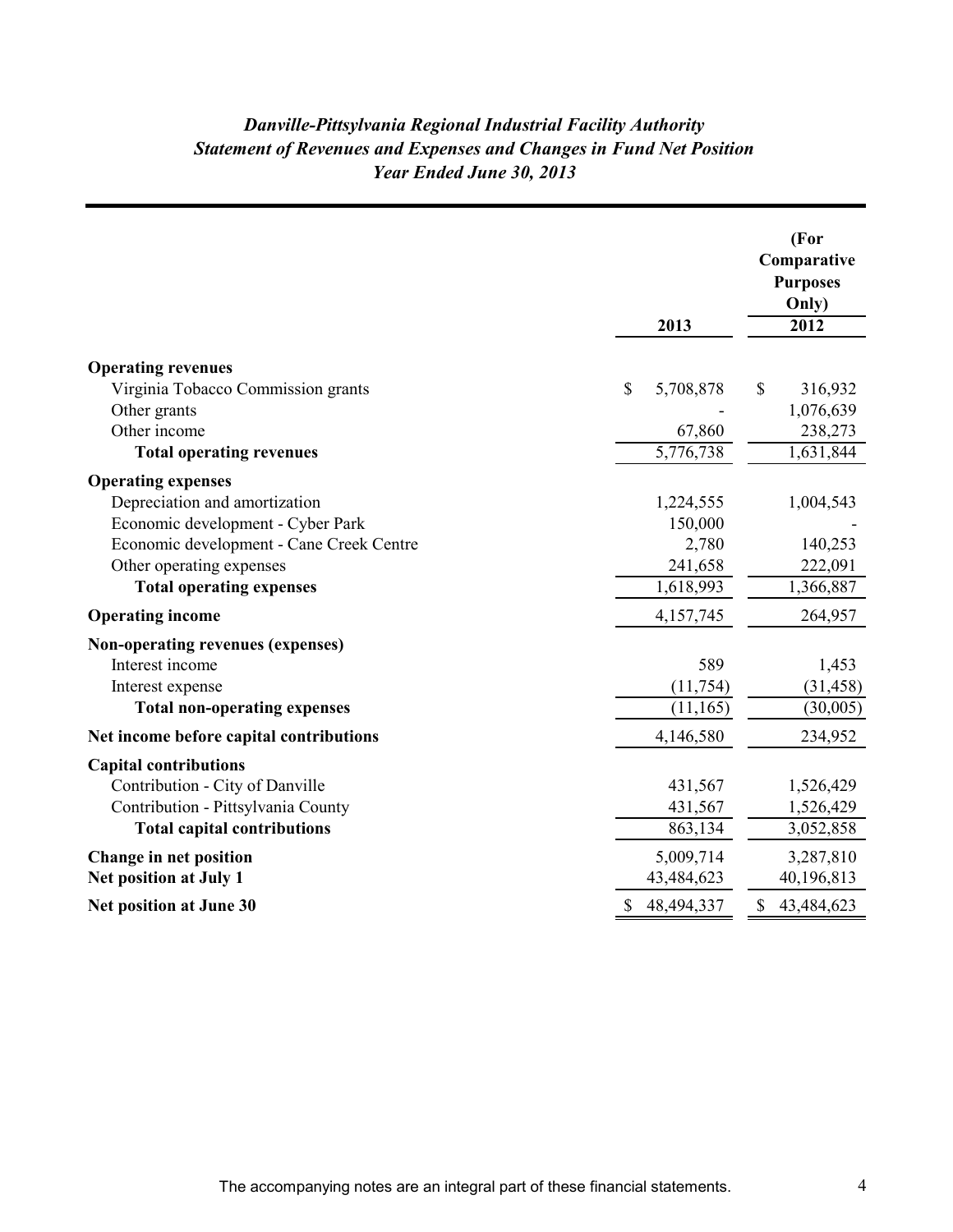## *Danville-Pittsylvania Regional Industrial Facility Authority*
## *Statement of Revenues and Expenses and Changes in Fund Net Position*
## *Year Ended June 30, 2013*

| | 2013 | (For Comparative Purposes Only) 2012 |
|---|---|---|
| **Operating revenues** | | |
| Virginia Tobacco Commission grants | $ 5,708,878 | $ 316,932 |
| Other grants | - | 1,076,639 |
| Other income | 67,860 | 238,273 |
| **Total operating revenues** | 5,776,738 | 1,631,844 |
| **Operating expenses** | | |
| Depreciation and amortization | 1,224,555 | 1,004,543 |
| Economic development - Cyber Park | 150,000 | - |
| Economic development - Cane Creek Centre | 2,780 | 140,253 |
| Other operating expenses | 241,658 | 222,091 |
| **Total operating expenses** | 1,618,993 | 1,366,887 |
| **Operating income** | 4,157,745 | 264,957 |
| **Non-operating revenues (expenses)** | | |
| Interest income | 589 | 1,453 |
| Interest expense | (11,754) | (31,458) |
| **Total non-operating expenses** | (11,165) | (30,005) |
| **Net income before capital contributions** | 4,146,580 | 234,952 |
| **Capital contributions** | | |
| Contribution - City of Danville | 431,567 | 1,526,429 |
| Contribution - Pittsylvania County | 431,567 | 1,526,429 |
| **Total capital contributions** | 863,134 | 3,052,858 |
| **Change in net position** | 5,009,714 | 3,287,810 |
| **Net position at July 1** | 43,484,623 | 40,196,813 |
| **Net position at June 30** | $ 48,494,337 | $ 43,484,623 |

The accompanying notes are an integral part of these financial statements.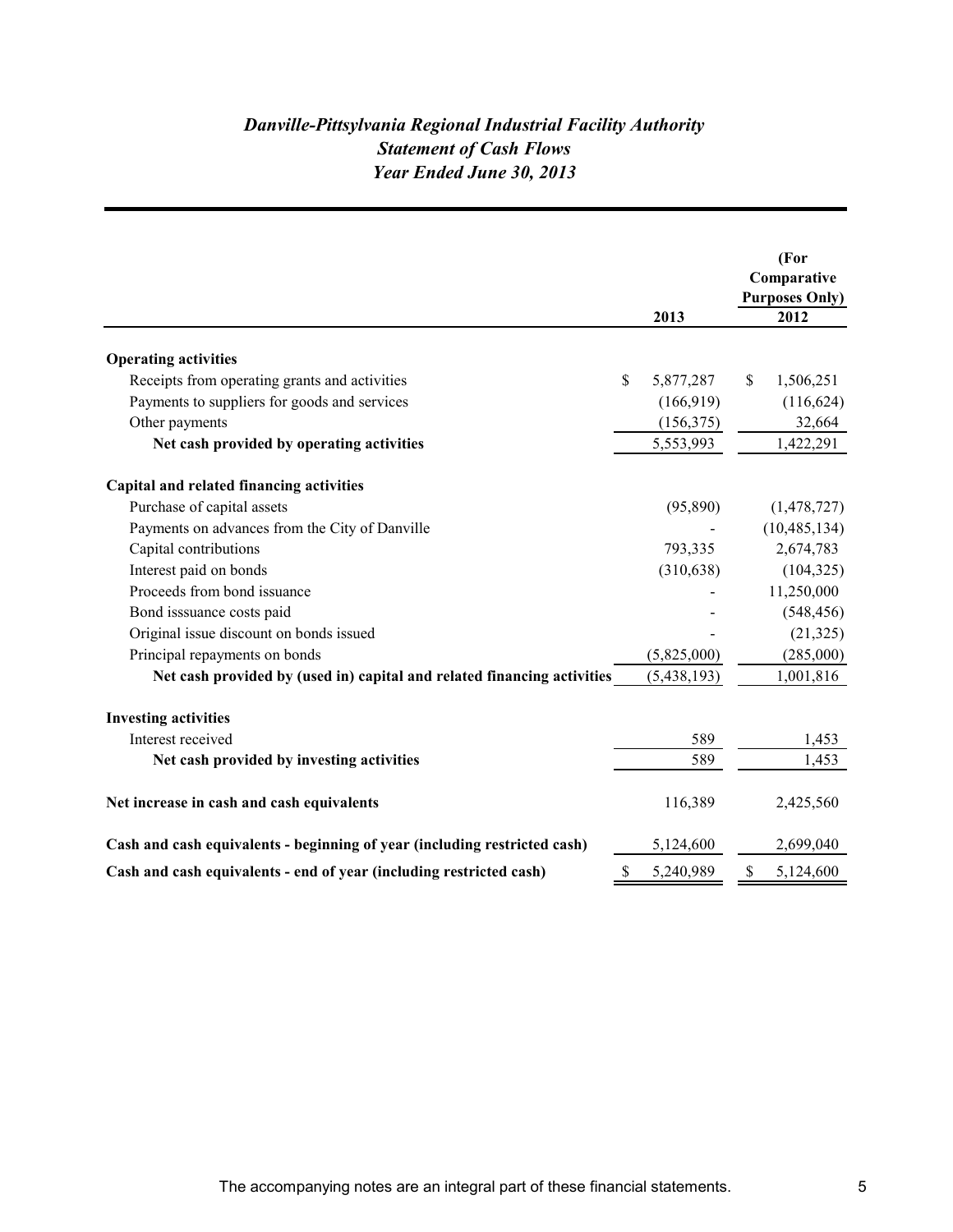### *Danville-Pittsylvania Regional Industrial Facility Authority*
### *Statement of Cash Flows*
### *Year Ended June 30, 2013*

| | 2013 | (For Comparative Purposes Only) 2012 |
|---|---|---|
| **Operating activities** | | |
| Receipts from operating grants and activities | $ 5,877,287 | $ 1,506,251 |
| Payments to suppliers for goods and services | (166,919) | (116,624) |
| Other payments | (156,375) | 32,664 |
| **Net cash provided by operating activities** | 5,553,993 | 1,422,291 |
| **Capital and related financing activities** | | |
| Purchase of capital assets | (95,890) | (1,478,727) |
| Payments on advances from the City of Danville | - | (10,485,134) |
| Capital contributions | 793,335 | 2,674,783 |
| Interest paid on bonds | (310,638) | (104,325) |
| Proceeds from bond issuance | - | 11,250,000 |
| Bond isssuance costs paid | - | (548,456) |
| Original issue discount on bonds issued | - | (21,325) |
| Principal repayments on bonds | (5,825,000) | (285,000) |
| **Net cash provided by (used in) capital and related financing activities** | (5,438,193) | 1,001,816 |
| **Investing activities** | | |
| Interest received | 589 | 1,453 |
| **Net cash provided by investing activities** | 589 | 1,453 |
| **Net increase in cash and cash equivalents** | 116,389 | 2,425,560 |
| **Cash and cash equivalents - beginning of year (including restricted cash)** | 5,124,600 | 2,699,040 |
| **Cash and cash equivalents - end of year (including restricted cash)** | $ 5,240,989 | $ 5,124,600 |

The accompanying notes are an integral part of these financial statements.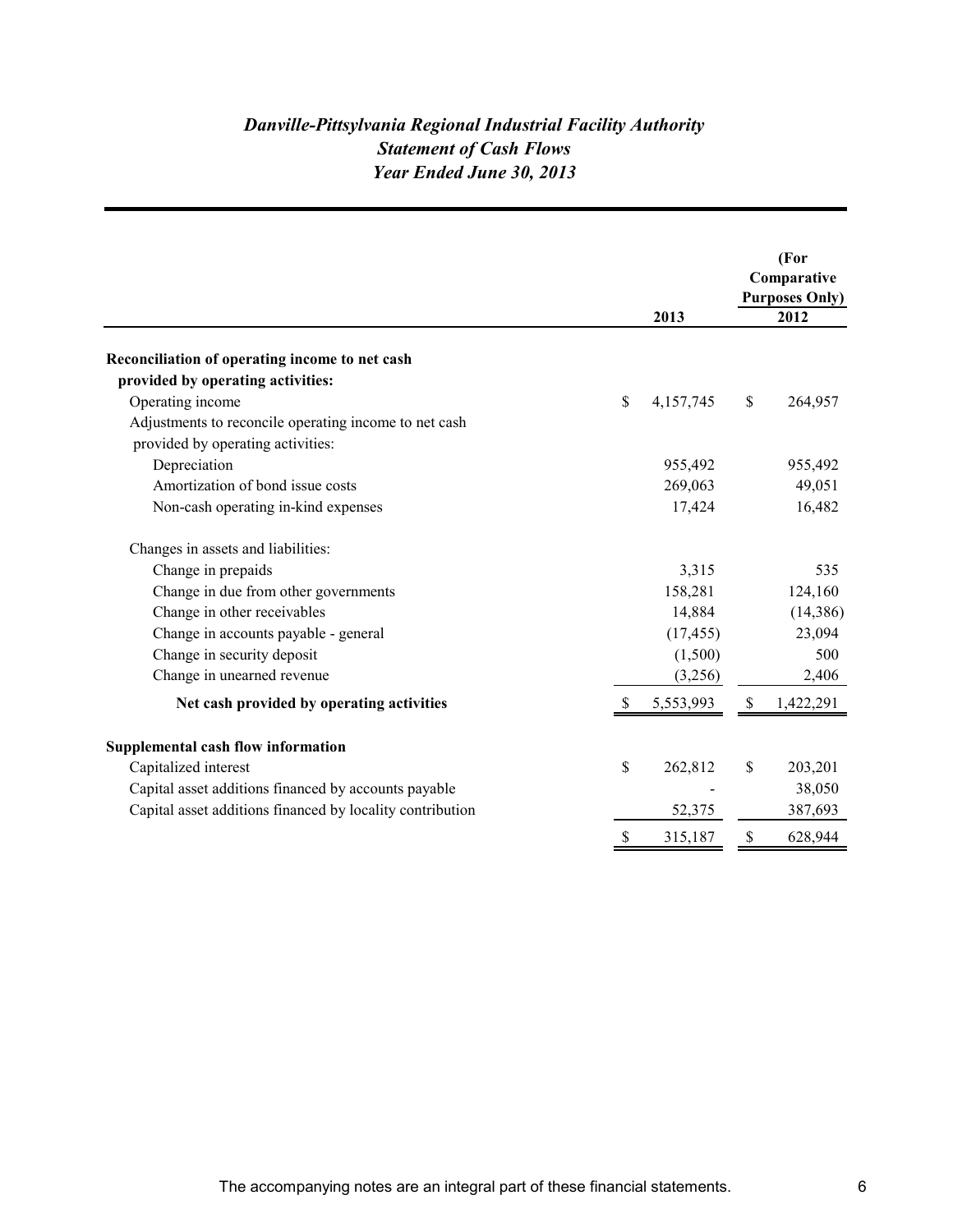# *Danville-Pittsylvania Regional Industrial Facility Authority*
## *Statement of Cash Flows*
## *Year Ended June 30, 2013*

| | 2013 | (For Comparative Purposes Only) 2012 |
|---|---|---|
| **Reconciliation of operating income to net cash provided by operating activities:** | | |
| Operating income | $ 4,157,745 | $ 264,957 |
| Adjustments to reconcile operating income to net cash provided by operating activities: | | |
| Depreciation | 955,492 | 955,492 |
| Amortization of bond issue costs | 269,063 | 49,051 |
| Non-cash operating in-kind expenses | 17,424 | 16,482 |
| Changes in assets and liabilities: | | |
| Change in prepaids | 3,315 | 535 |
| Change in due from other governments | 158,281 | 124,160 |
| Change in other receivables | 14,884 | (14,386) |
| Change in accounts payable - general | (17,455) | 23,094 |
| Change in security deposit | (1,500) | 500 |
| Change in unearned revenue | (3,256) | 2,406 |
| **Net cash provided by operating activities** | $ 5,553,993 | $ 1,422,291 |
| **Supplemental cash flow information** | | |
| Capitalized interest | $ 262,812 | $ 203,201 |
| Capital asset additions financed by accounts payable | - | 38,050 |
| Capital asset additions financed by locality contribution | 52,375 | 387,693 |
| | $ 315,187 | $ 628,944 |

The accompanying notes are an integral part of these financial statements.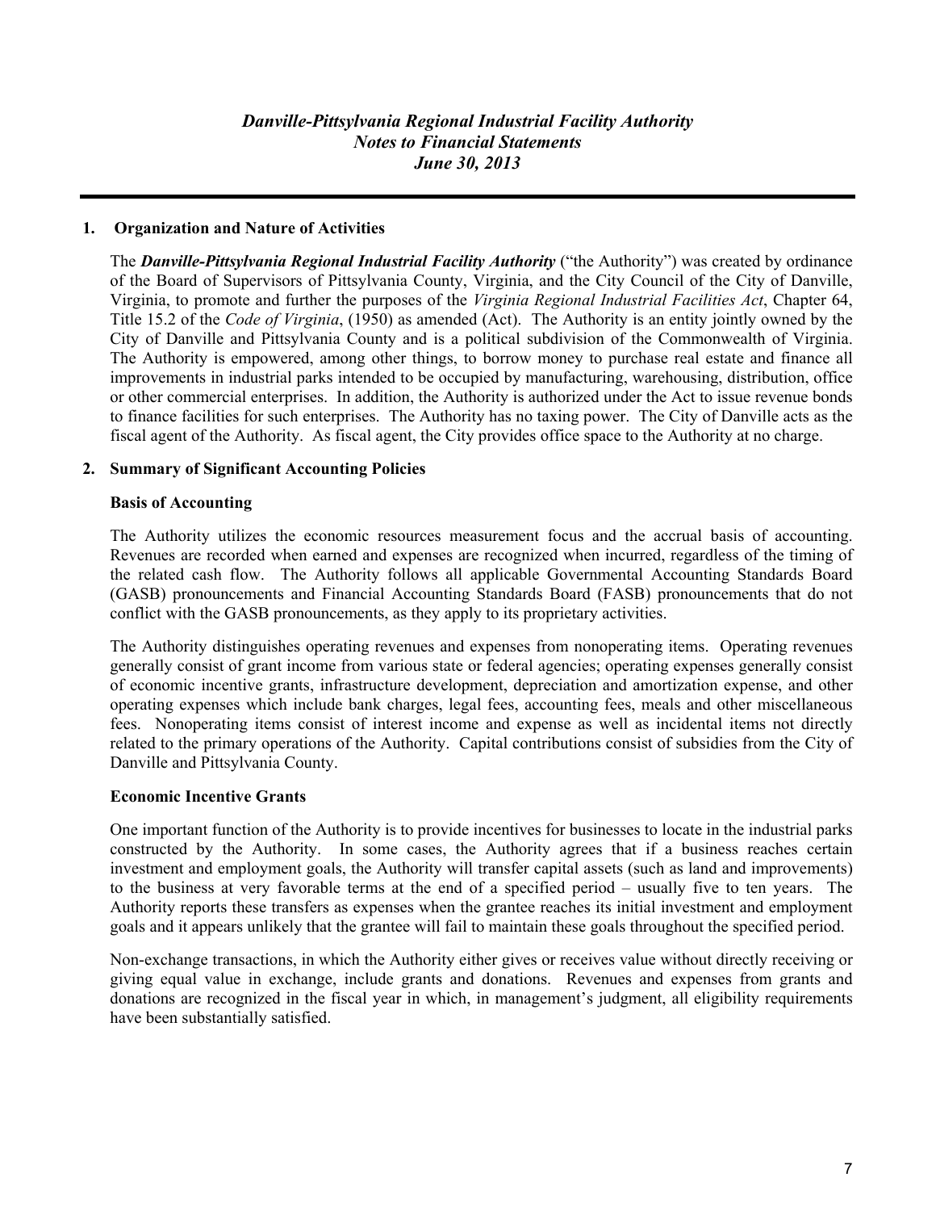# *Danville-Pittsylvania Regional Industrial Facility Authority*
## *Notes to Financial Statements*
## *June 30, 2013*

---

**1. Organization and Nature of Activities**

The ***Danville-Pittsylvania Regional Industrial Facility Authority*** ("the Authority") was created by ordinance of the Board of Supervisors of Pittsylvania County, Virginia, and the City Council of the City of Danville, Virginia, to promote and further the purposes of the *Virginia Regional Industrial Facilities Act*, Chapter 64, Title 15.2 of the *Code of Virginia*, (1950) as amended (Act). The Authority is an entity jointly owned by the City of Danville and Pittsylvania County and is a political subdivision of the Commonwealth of Virginia. The Authority is empowered, among other things, to borrow money to purchase real estate and finance all improvements in industrial parks intended to be occupied by manufacturing, warehousing, distribution, office or other commercial enterprises. In addition, the Authority is authorized under the Act to issue revenue bonds to finance facilities for such enterprises. The Authority has no taxing power. The City of Danville acts as the fiscal agent of the Authority. As fiscal agent, the City provides office space to the Authority at no charge.

**2. Summary of Significant Accounting Policies**

**Basis of Accounting**

The Authority utilizes the economic resources measurement focus and the accrual basis of accounting. Revenues are recorded when earned and expenses are recognized when incurred, regardless of the timing of the related cash flow. The Authority follows all applicable Governmental Accounting Standards Board (GASB) pronouncements and Financial Accounting Standards Board (FASB) pronouncements that do not conflict with the GASB pronouncements, as they apply to its proprietary activities.

The Authority distinguishes operating revenues and expenses from nonoperating items. Operating revenues generally consist of grant income from various state or federal agencies; operating expenses generally consist of economic incentive grants, infrastructure development, depreciation and amortization expense, and other operating expenses which include bank charges, legal fees, accounting fees, meals and other miscellaneous fees. Nonoperating items consist of interest income and expense as well as incidental items not directly related to the primary operations of the Authority. Capital contributions consist of subsidies from the City of Danville and Pittsylvania County.

**Economic Incentive Grants**

One important function of the Authority is to provide incentives for businesses to locate in the industrial parks constructed by the Authority. In some cases, the Authority agrees that if a business reaches certain investment and employment goals, the Authority will transfer capital assets (such as land and improvements) to the business at very favorable terms at the end of a specified period – usually five to ten years. The Authority reports these transfers as expenses when the grantee reaches its initial investment and employment goals and it appears unlikely that the grantee will fail to maintain these goals throughout the specified period.

Non-exchange transactions, in which the Authority either gives or receives value without directly receiving or giving equal value in exchange, include grants and donations. Revenues and expenses from grants and donations are recognized in the fiscal year in which, in management's judgment, all eligibility requirements have been substantially satisfied.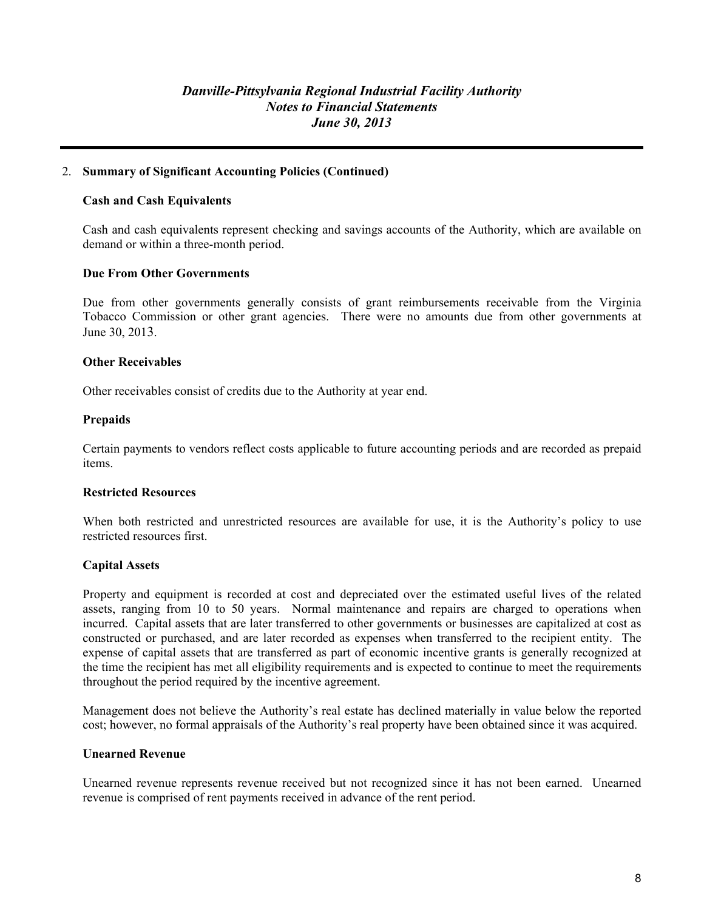## 2. Summary of Significant Accounting Policies (Continued)

### Cash and Cash Equivalents

Cash and cash equivalents represent checking and savings accounts of the Authority, which are available on demand or within a three-month period.

### Due From Other Governments

Due from other governments generally consists of grant reimbursements receivable from the Virginia Tobacco Commission or other grant agencies. There were no amounts due from other governments at June 30, 2013.

### Other Receivables

Other receivables consist of credits due to the Authority at year end.

### Prepaids

Certain payments to vendors reflect costs applicable to future accounting periods and are recorded as prepaid items.

### Restricted Resources

When both restricted and unrestricted resources are available for use, it is the Authority's policy to use restricted resources first.

### Capital Assets

Property and equipment is recorded at cost and depreciated over the estimated useful lives of the related assets, ranging from 10 to 50 years. Normal maintenance and repairs are charged to operations when incurred. Capital assets that are later transferred to other governments or businesses are capitalized at cost as constructed or purchased, and are later recorded as expenses when transferred to the recipient entity. The expense of capital assets that are transferred as part of economic incentive grants is generally recognized at the time the recipient has met all eligibility requirements and is expected to continue to meet the requirements throughout the period required by the incentive agreement.

Management does not believe the Authority's real estate has declined materially in value below the reported cost; however, no formal appraisals of the Authority's real property have been obtained since it was acquired.

### Unearned Revenue

Unearned revenue represents revenue received but not recognized since it has not been earned. Unearned revenue is comprised of rent payments received in advance of the rent period.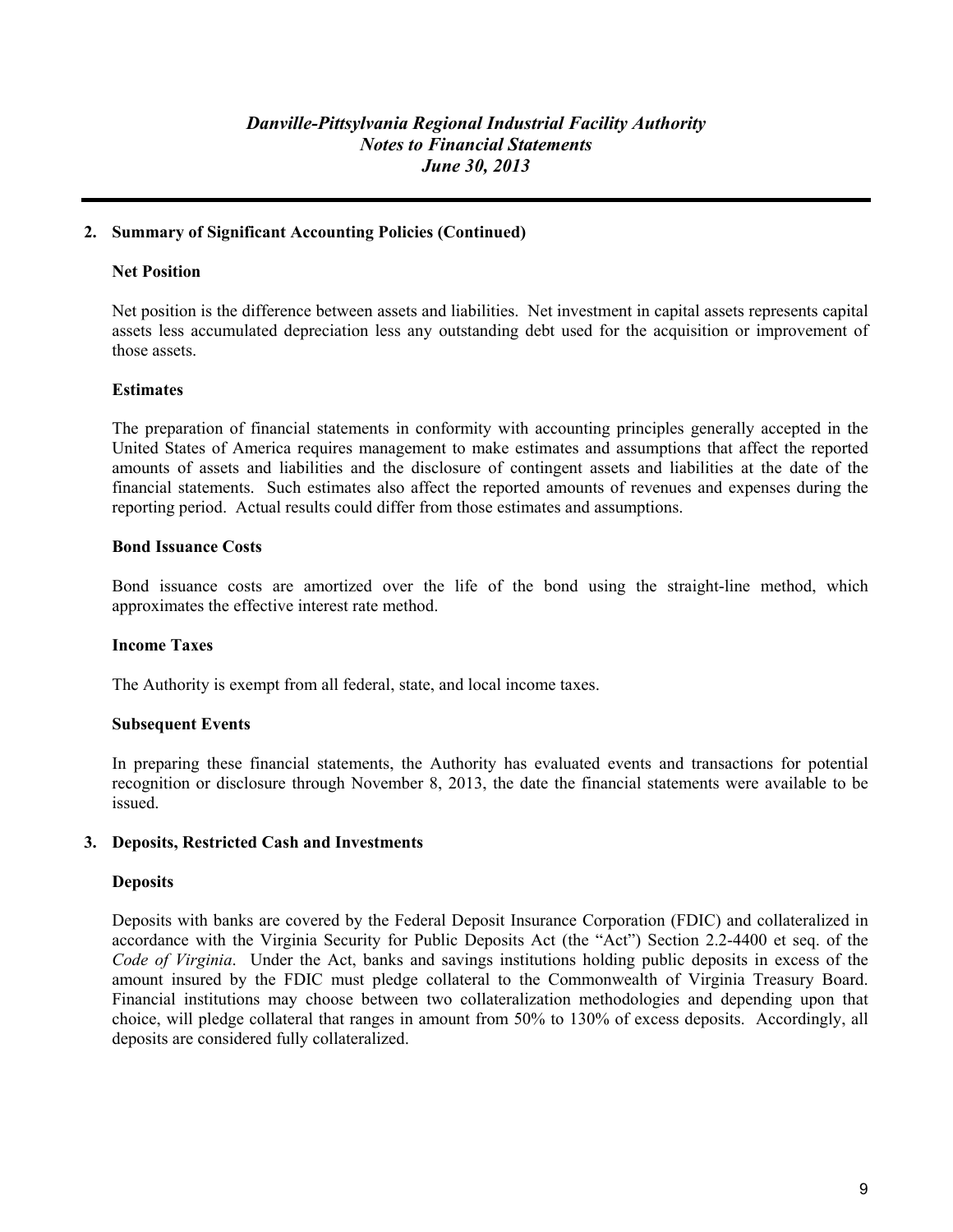## 2. Summary of Significant Accounting Policies (Continued)

### Net Position

Net position is the difference between assets and liabilities. Net investment in capital assets represents capital assets less accumulated depreciation less any outstanding debt used for the acquisition or improvement of those assets.

### Estimates

The preparation of financial statements in conformity with accounting principles generally accepted in the United States of America requires management to make estimates and assumptions that affect the reported amounts of assets and liabilities and the disclosure of contingent assets and liabilities at the date of the financial statements. Such estimates also affect the reported amounts of revenues and expenses during the reporting period. Actual results could differ from those estimates and assumptions.

### Bond Issuance Costs

Bond issuance costs are amortized over the life of the bond using the straight-line method, which approximates the effective interest rate method.

### Income Taxes

The Authority is exempt from all federal, state, and local income taxes.

### Subsequent Events

In preparing these financial statements, the Authority has evaluated events and transactions for potential recognition or disclosure through November 8, 2013, the date the financial statements were available to be issued.

## 3. Deposits, Restricted Cash and Investments

### Deposits

Deposits with banks are covered by the Federal Deposit Insurance Corporation (FDIC) and collateralized in accordance with the Virginia Security for Public Deposits Act (the "Act") Section 2.2-4400 et seq. of the *Code of Virginia*. Under the Act, banks and savings institutions holding public deposits in excess of the amount insured by the FDIC must pledge collateral to the Commonwealth of Virginia Treasury Board. Financial institutions may choose between two collateralization methodologies and depending upon that choice, will pledge collateral that ranges in amount from 50% to 130% of excess deposits. Accordingly, all deposits are considered fully collateralized.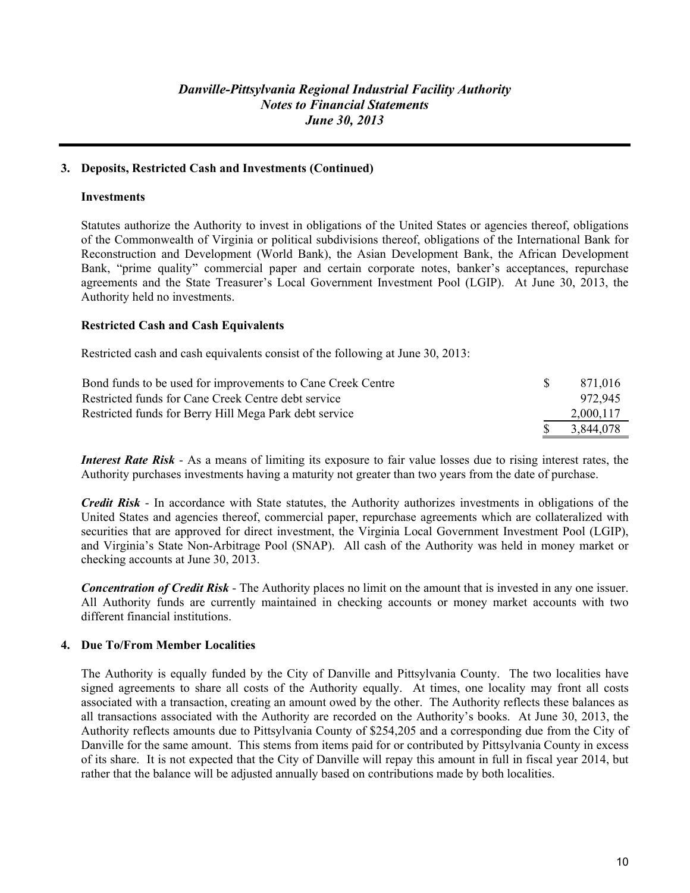### 3. Deposits, Restricted Cash and Investments (Continued)

#### Investments

Statutes authorize the Authority to invest in obligations of the United States or agencies thereof, obligations of the Commonwealth of Virginia or political subdivisions thereof, obligations of the International Bank for Reconstruction and Development (World Bank), the Asian Development Bank, the African Development Bank, "prime quality" commercial paper and certain corporate notes, banker's acceptances, repurchase agreements and the State Treasurer's Local Government Investment Pool (LGIP). At June 30, 2013, the Authority held no investments.

#### Restricted Cash and Cash Equivalents

Restricted cash and cash equivalents consist of the following at June 30, 2013:

| | |
|---|---|
| Bond funds to be used for improvements to Cane Creek Centre | $ 871,016 |
| Restricted funds for Cane Creek Centre debt service | 972,945 |
| Restricted funds for Berry Hill Mega Park debt service | 2,000,117 |
| | $ 3,844,078 |

***Interest Rate Risk*** - As a means of limiting its exposure to fair value losses due to rising interest rates, the Authority purchases investments having a maturity not greater than two years from the date of purchase.

***Credit Risk*** - In accordance with State statutes, the Authority authorizes investments in obligations of the United States and agencies thereof, commercial paper, repurchase agreements which are collateralized with securities that are approved for direct investment, the Virginia Local Government Investment Pool (LGIP), and Virginia's State Non-Arbitrage Pool (SNAP). All cash of the Authority was held in money market or checking accounts at June 30, 2013.

***Concentration of Credit Risk*** - The Authority places no limit on the amount that is invested in any one issuer. All Authority funds are currently maintained in checking accounts or money market accounts with two different financial institutions.

### 4. Due To/From Member Localities

The Authority is equally funded by the City of Danville and Pittsylvania County. The two localities have signed agreements to share all costs of the Authority equally. At times, one locality may front all costs associated with a transaction, creating an amount owed by the other. The Authority reflects these balances as all transactions associated with the Authority are recorded on the Authority's books. At June 30, 2013, the Authority reflects amounts due to Pittsylvania County of $254,205 and a corresponding due from the City of Danville for the same amount. This stems from items paid for or contributed by Pittsylvania County in excess of its share. It is not expected that the City of Danville will repay this amount in full in fiscal year 2014, but rather that the balance will be adjusted annually based on contributions made by both localities.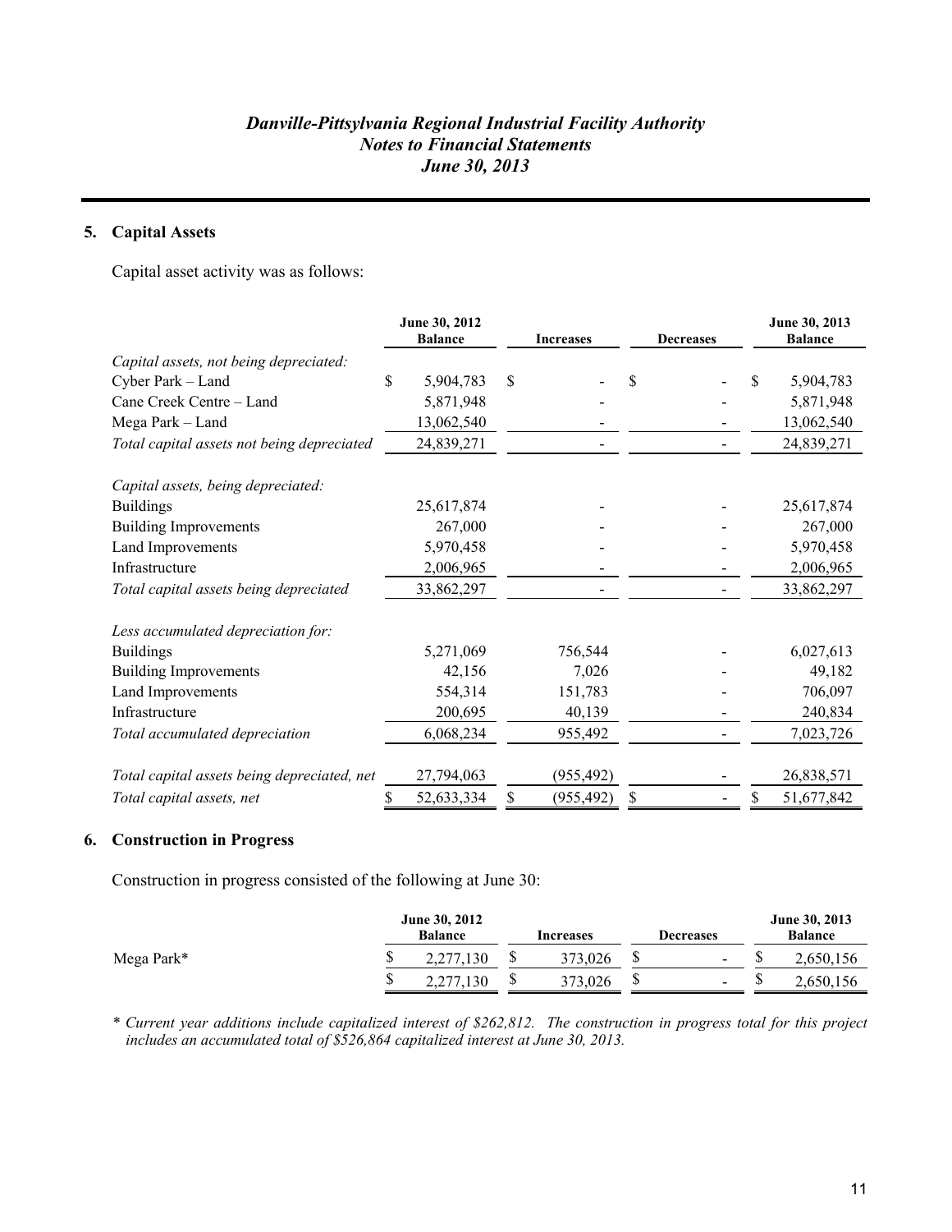*Danville-Pittsylvania Regional Industrial Facility Authority*
*Notes to Financial Statements*
*June 30, 2013*

## 5. Capital Assets

Capital asset activity was as follows:

| | June 30, 2012 Balance | Increases | Decreases | June 30, 2013 Balance |
|---|---|---|---|---|
| *Capital assets, not being depreciated:* | | | | |
| Cyber Park – Land | $ 5,904,783 | $ - | $ - | $ 5,904,783 |
| Cane Creek Centre – Land | 5,871,948 | - | - | 5,871,948 |
| Mega Park – Land | 13,062,540 | - | - | 13,062,540 |
| *Total capital assets not being depreciated* | 24,839,271 | - | - | 24,839,271 |
| *Capital assets, being depreciated:* | | | | |
| Buildings | 25,617,874 | - | - | 25,617,874 |
| Building Improvements | 267,000 | - | - | 267,000 |
| Land Improvements | 5,970,458 | - | - | 5,970,458 |
| Infrastructure | 2,006,965 | - | - | 2,006,965 |
| *Total capital assets being depreciated* | 33,862,297 | - | - | 33,862,297 |
| *Less accumulated depreciation for:* | | | | |
| Buildings | 5,271,069 | 756,544 | - | 6,027,613 |
| Building Improvements | 42,156 | 7,026 | - | 49,182 |
| Land Improvements | 554,314 | 151,783 | - | 706,097 |
| Infrastructure | 200,695 | 40,139 | - | 240,834 |
| *Total accumulated depreciation* | 6,068,234 | 955,492 | - | 7,023,726 |
| *Total capital assets being depreciated, net* | 27,794,063 | (955,492) | - | 26,838,571 |
| *Total capital assets, net* | $ 52,633,334 | $ (955,492) | $ - | $ 51,677,842 |

## 6. Construction in Progress

Construction in progress consisted of the following at June 30:

| | June 30, 2012 Balance | Increases | Decreases | June 30, 2013 Balance |
|---|---|---|---|---|
| Mega Park* | $ 2,277,130 | $ 373,026 | $ - | $ 2,650,156 |
| | $ 2,277,130 | $ 373,026 | $ - | $ 2,650,156 |

*\* Current year additions include capitalized interest of $262,812. The construction in progress total for this project includes an accumulated total of $526,864 capitalized interest at June 30, 2013.*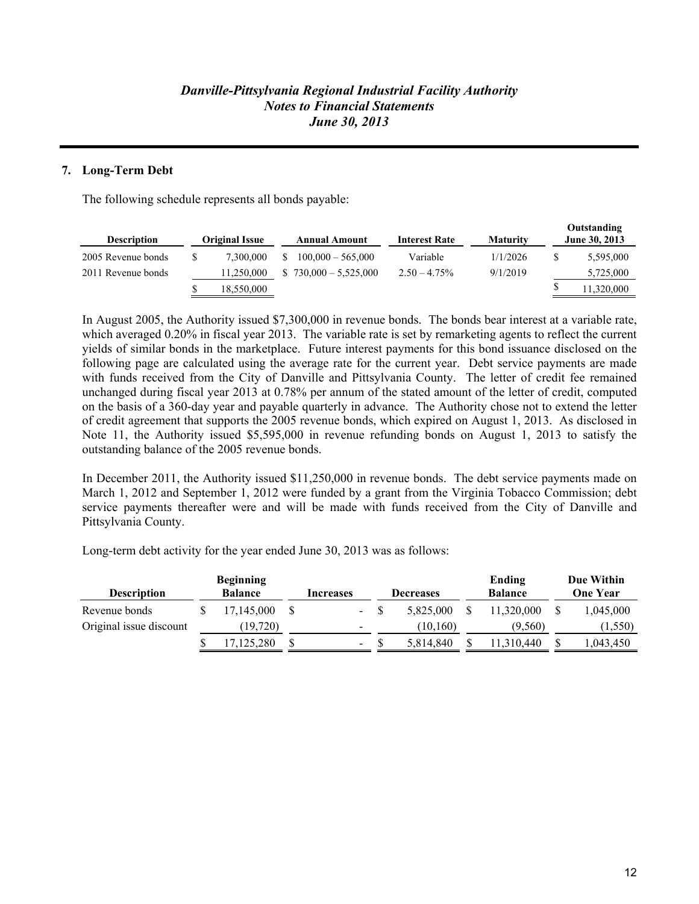## 7. Long-Term Debt

The following schedule represents all bonds payable:

| Description | Original Issue | Annual Amount | Interest Rate | Maturity | Outstanding June 30, 2013 |
|---|---|---|---|---|---|
| 2005 Revenue bonds | $ 7,300,000 | $ 100,000 – 565,000 | Variable | 1/1/2026 | $ 5,595,000 |
| 2011 Revenue bonds | 11,250,000 | $ 730,000 – 5,525,000 | 2.50 – 4.75% | 9/1/2019 | 5,725,000 |
| | $ 18,550,000 | | | | $ 11,320,000 |

In August 2005, the Authority issued $7,300,000 in revenue bonds. The bonds bear interest at a variable rate, which averaged 0.20% in fiscal year 2013. The variable rate is set by remarketing agents to reflect the current yields of similar bonds in the marketplace. Future interest payments for this bond issuance disclosed on the following page are calculated using the average rate for the current year. Debt service payments are made with funds received from the City of Danville and Pittsylvania County. The letter of credit fee remained unchanged during fiscal year 2013 at 0.78% per annum of the stated amount of the letter of credit, computed on the basis of a 360-day year and payable quarterly in advance. The Authority chose not to extend the letter of credit agreement that supports the 2005 revenue bonds, which expired on August 1, 2013. As disclosed in Note 11, the Authority issued $5,595,000 in revenue refunding bonds on August 1, 2013 to satisfy the outstanding balance of the 2005 revenue bonds.

In December 2011, the Authority issued $11,250,000 in revenue bonds. The debt service payments made on March 1, 2012 and September 1, 2012 were funded by a grant from the Virginia Tobacco Commission; debt service payments thereafter were and will be made with funds received from the City of Danville and Pittsylvania County.

Long-term debt activity for the year ended June 30, 2013 was as follows:

| Description | Beginning Balance | Increases | Decreases | Ending Balance | Due Within One Year |
|---|---|---|---|---|---|
| Revenue bonds | $ 17,145,000 | $ - | $ 5,825,000 | $ 11,320,000 | $ 1,045,000 |
| Original issue discount | (19,720) | - | (10,160) | (9,560) | (1,550) |
| | $ 17,125,280 | $ - | $ 5,814,840 | $ 11,310,440 | $ 1,043,450 |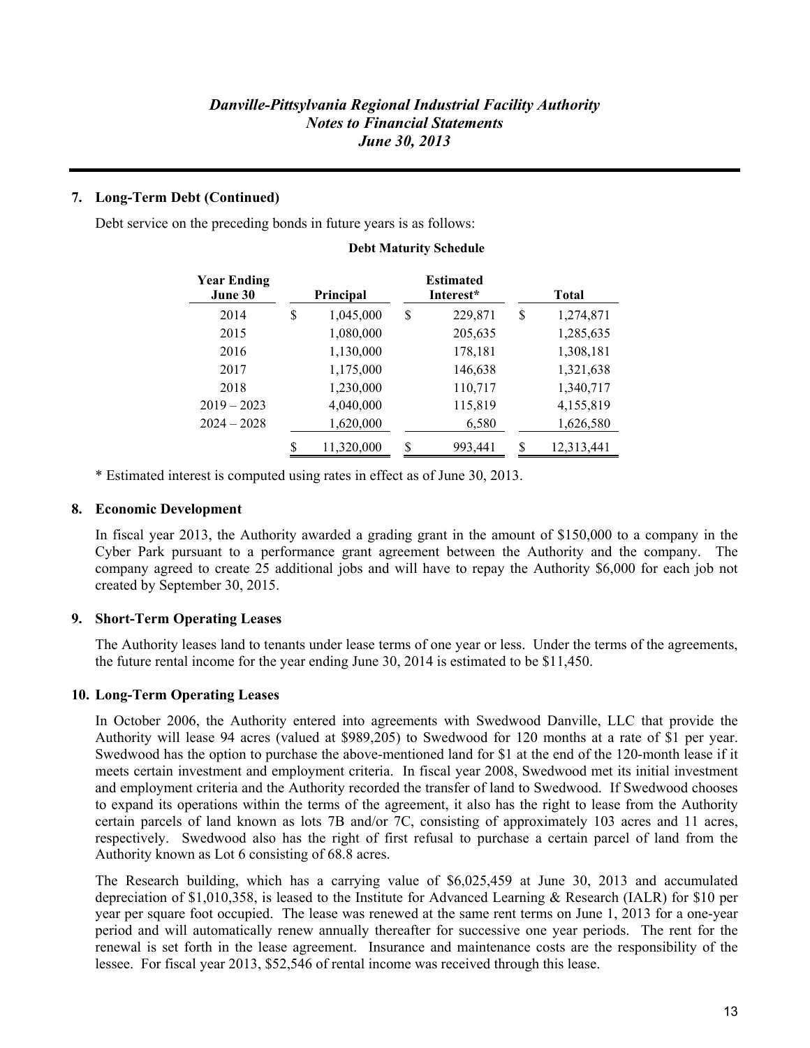### 7. Long-Term Debt (Continued)

Debt service on the preceding bonds in future years is as follows:

**Debt Maturity Schedule**

| Year Ending June 30 | Principal | Estimated Interest* | Total |
|---|---|---|---|
| 2014 | $ 1,045,000 | $ 229,871 | $ 1,274,871 |
| 2015 | 1,080,000 | 205,635 | 1,285,635 |
| 2016 | 1,130,000 | 178,181 | 1,308,181 |
| 2017 | 1,175,000 | 146,638 | 1,321,638 |
| 2018 | 1,230,000 | 110,717 | 1,340,717 |
| 2019 – 2023 | 4,040,000 | 115,819 | 4,155,819 |
| 2024 – 2028 | 1,620,000 | 6,580 | 1,626,580 |
| | $ 11,320,000 | $ 993,441 | $ 12,313,441 |

* Estimated interest is computed using rates in effect as of June 30, 2013.

### 8. Economic Development

In fiscal year 2013, the Authority awarded a grading grant in the amount of $150,000 to a company in the Cyber Park pursuant to a performance grant agreement between the Authority and the company. The company agreed to create 25 additional jobs and will have to repay the Authority $6,000 for each job not created by September 30, 2015.

### 9. Short-Term Operating Leases

The Authority leases land to tenants under lease terms of one year or less. Under the terms of the agreements, the future rental income for the year ending June 30, 2014 is estimated to be $11,450.

### 10. Long-Term Operating Leases

In October 2006, the Authority entered into agreements with Swedwood Danville, LLC that provide the Authority will lease 94 acres (valued at $989,205) to Swedwood for 120 months at a rate of $1 per year. Swedwood has the option to purchase the above-mentioned land for $1 at the end of the 120-month lease if it meets certain investment and employment criteria. In fiscal year 2008, Swedwood met its initial investment and employment criteria and the Authority recorded the transfer of land to Swedwood. If Swedwood chooses to expand its operations within the terms of the agreement, it also has the right to lease from the Authority certain parcels of land known as lots 7B and/or 7C, consisting of approximately 103 acres and 11 acres, respectively. Swedwood also has the right of first refusal to purchase a certain parcel of land from the Authority known as Lot 6 consisting of 68.8 acres.

The Research building, which has a carrying value of $6,025,459 at June 30, 2013 and accumulated depreciation of $1,010,358, is leased to the Institute for Advanced Learning & Research (IALR) for $10 per year per square foot occupied. The lease was renewed at the same rent terms on June 1, 2013 for a one-year period and will automatically renew annually thereafter for successive one year periods. The rent for the renewal is set forth in the lease agreement. Insurance and maintenance costs are the responsibility of the lessee. For fiscal year 2013, $52,546 of rental income was received through this lease.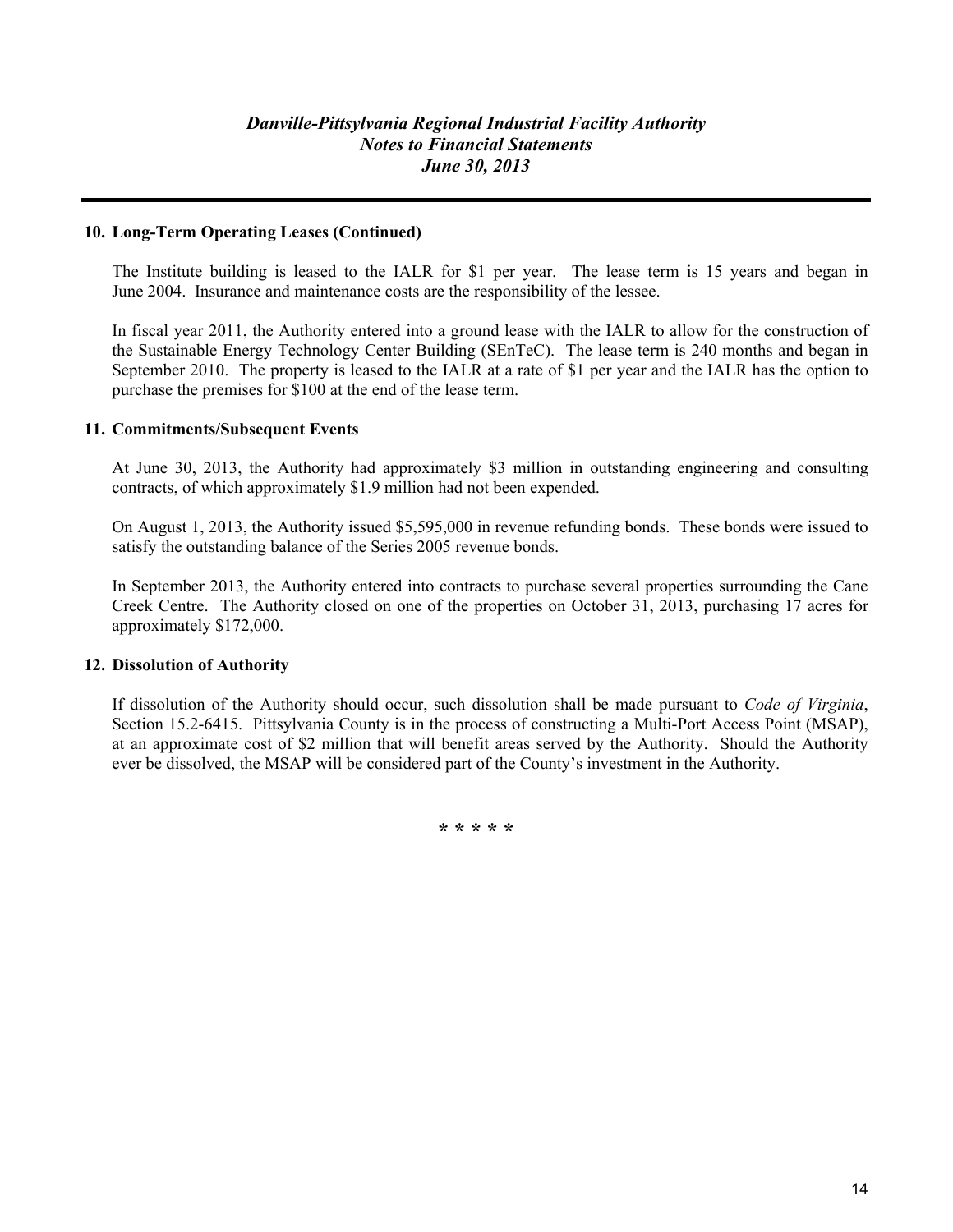## 10. Long-Term Operating Leases (Continued)

The Institute building is leased to the IALR for $1 per year. The lease term is 15 years and began in June 2004. Insurance and maintenance costs are the responsibility of the lessee.

In fiscal year 2011, the Authority entered into a ground lease with the IALR to allow for the construction of the Sustainable Energy Technology Center Building (SEnTeC). The lease term is 240 months and began in September 2010. The property is leased to the IALR at a rate of $1 per year and the IALR has the option to purchase the premises for $100 at the end of the lease term.

## 11. Commitments/Subsequent Events

At June 30, 2013, the Authority had approximately $3 million in outstanding engineering and consulting contracts, of which approximately $1.9 million had not been expended.

On August 1, 2013, the Authority issued $5,595,000 in revenue refunding bonds. These bonds were issued to satisfy the outstanding balance of the Series 2005 revenue bonds.

In September 2013, the Authority entered into contracts to purchase several properties surrounding the Cane Creek Centre. The Authority closed on one of the properties on October 31, 2013, purchasing 17 acres for approximately $172,000.

## 12. Dissolution of Authority

If dissolution of the Authority should occur, such dissolution shall be made pursuant to *Code of Virginia*, Section 15.2-6415. Pittsylvania County is in the process of constructing a Multi-Port Access Point (MSAP), at an approximate cost of $2 million that will benefit areas served by the Authority. Should the Authority ever be dissolved, the MSAP will be considered part of the County's investment in the Authority.

\* \* \* \* \*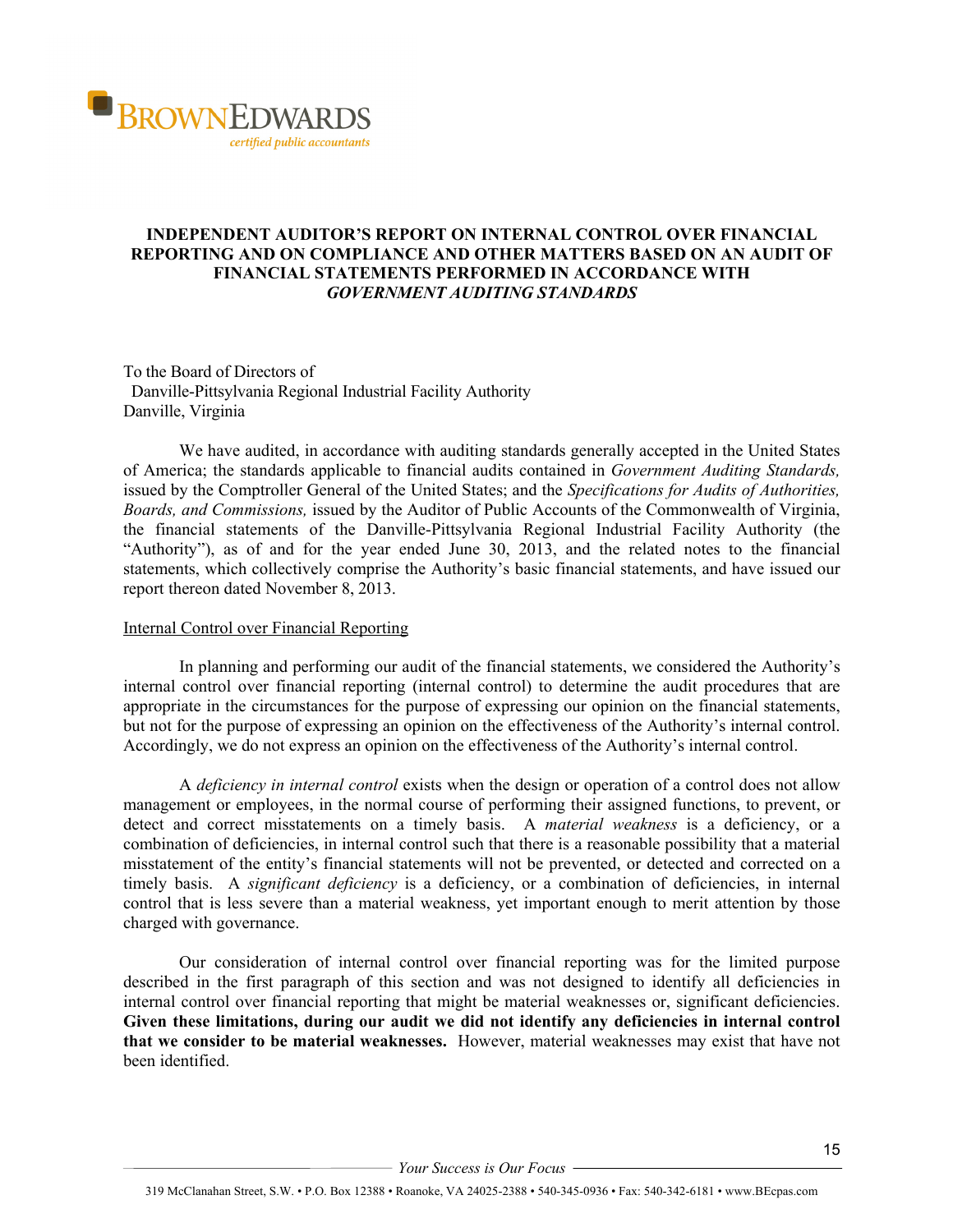**BROWNEDWARDS**
*certified public accountants*

**INDEPENDENT AUDITOR'S REPORT ON INTERNAL CONTROL OVER FINANCIAL REPORTING AND ON COMPLIANCE AND OTHER MATTERS BASED ON AN AUDIT OF FINANCIAL STATEMENTS PERFORMED IN ACCORDANCE WITH *GOVERNMENT AUDITING STANDARDS***

To the Board of Directors of
Danville-Pittsylvania Regional Industrial Facility Authority
Danville, Virginia

We have audited, in accordance with auditing standards generally accepted in the United States of America; the standards applicable to financial audits contained in *Government Auditing Standards,* issued by the Comptroller General of the United States; and the *Specifications for Audits of Authorities, Boards, and Commissions,* issued by the Auditor of Public Accounts of the Commonwealth of Virginia, the financial statements of the Danville-Pittsylvania Regional Industrial Facility Authority (the "Authority"), as of and for the year ended June 30, 2013, and the related notes to the financial statements, which collectively comprise the Authority's basic financial statements, and have issued our report thereon dated November 8, 2013.

<u>Internal Control over Financial Reporting</u>

In planning and performing our audit of the financial statements, we considered the Authority's internal control over financial reporting (internal control) to determine the audit procedures that are appropriate in the circumstances for the purpose of expressing our opinion on the financial statements, but not for the purpose of expressing an opinion on the effectiveness of the Authority's internal control. Accordingly, we do not express an opinion on the effectiveness of the Authority's internal control.

A *deficiency in internal control* exists when the design or operation of a control does not allow management or employees, in the normal course of performing their assigned functions, to prevent, or detect and correct misstatements on a timely basis. A *material weakness* is a deficiency, or a combination of deficiencies, in internal control such that there is a reasonable possibility that a material misstatement of the entity's financial statements will not be prevented, or detected and corrected on a timely basis. A *significant deficiency* is a deficiency, or a combination of deficiencies, in internal control that is less severe than a material weakness, yet important enough to merit attention by those charged with governance.

Our consideration of internal control over financial reporting was for the limited purpose described in the first paragraph of this section and was not designed to identify all deficiencies in internal control over financial reporting that might be material weaknesses or, significant deficiencies. **Given these limitations, during our audit we did not identify any deficiencies in internal control that we consider to be material weaknesses.** However, material weaknesses may exist that have not been identified.

*Your Success is Our Focus*

319 McClanahan Street, S.W. • P.O. Box 12388 • Roanoke, VA 24025-2388 • 540-345-0936 • Fax: 540-342-6181 • www.BEcpas.com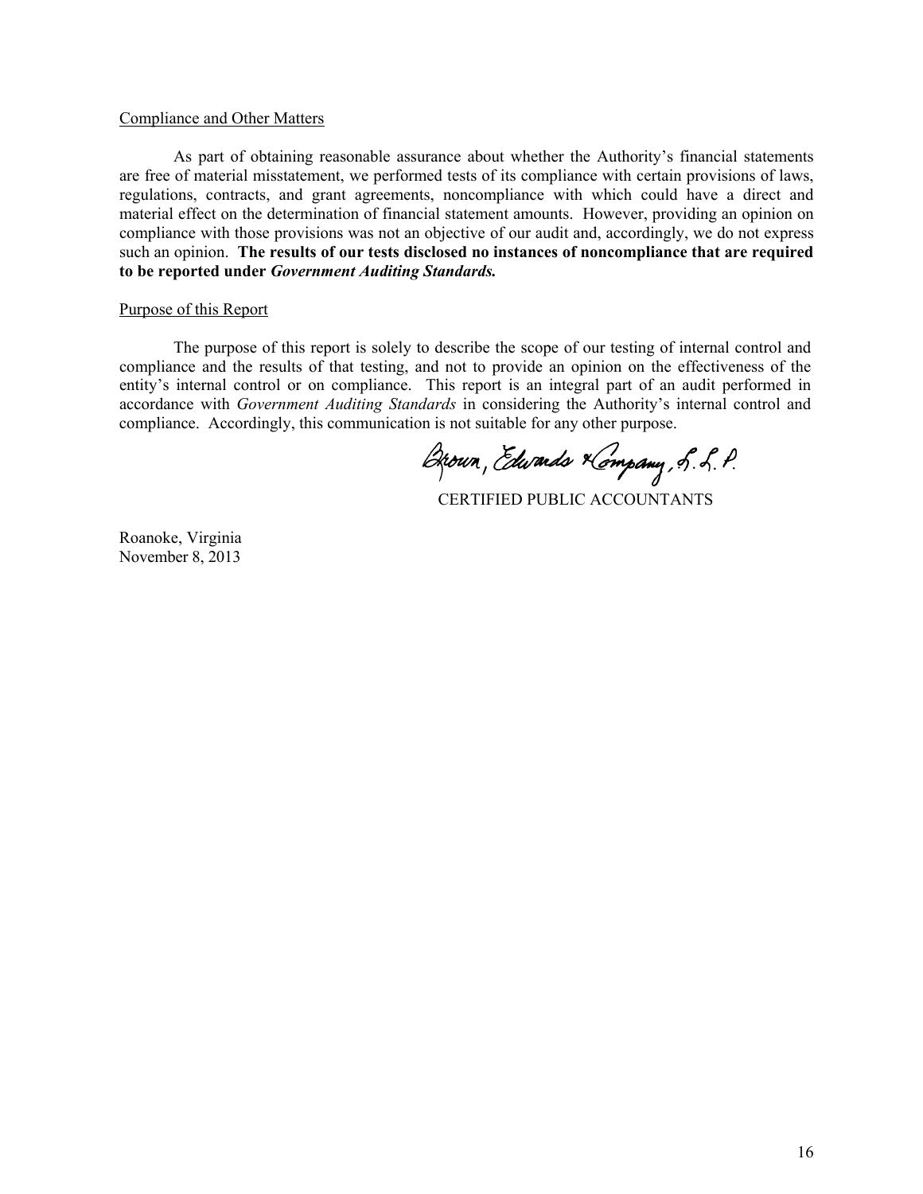Compliance and Other Matters

As part of obtaining reasonable assurance about whether the Authority's financial statements are free of material misstatement, we performed tests of its compliance with certain provisions of laws, regulations, contracts, and grant agreements, noncompliance with which could have a direct and material effect on the determination of financial statement amounts. However, providing an opinion on compliance with those provisions was not an objective of our audit and, accordingly, we do not express such an opinion. **The results of our tests disclosed no instances of noncompliance that are required to be reported under *Government Auditing Standards.***

Purpose of this Report

The purpose of this report is solely to describe the scope of our testing of internal control and compliance and the results of that testing, and not to provide an opinion on the effectiveness of the entity's internal control or on compliance. This report is an integral part of an audit performed in accordance with *Government Auditing Standards* in considering the Authority's internal control and compliance. Accordingly, this communication is not suitable for any other purpose.

Brown, Edwards & Company, S. L. P.

CERTIFIED PUBLIC ACCOUNTANTS

Roanoke, Virginia
November 8, 2013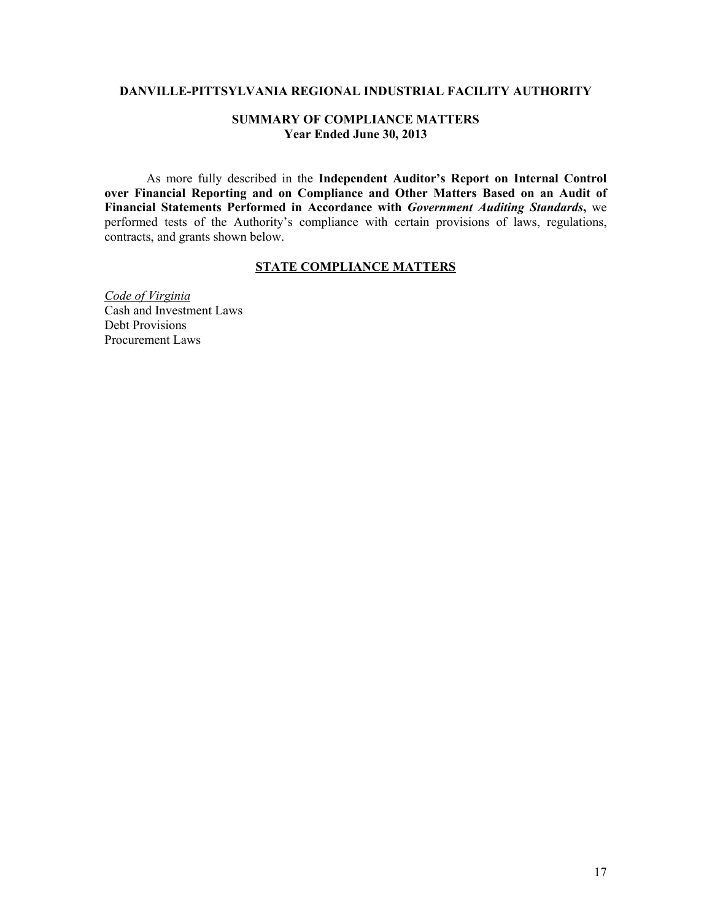**DANVILLE-PITTSYLVANIA REGIONAL INDUSTRIAL FACILITY AUTHORITY**

**SUMMARY OF COMPLIANCE MATTERS**
**Year Ended June 30, 2013**

As more fully described in the **Independent Auditor's Report on Internal Control over Financial Reporting and on Compliance and Other Matters Based on an Audit of Financial Statements Performed in Accordance with *Government Auditing Standards*,** we performed tests of the Authority's compliance with certain provisions of laws, regulations, contracts, and grants shown below.

**STATE COMPLIANCE MATTERS**

*Code of Virginia*
Cash and Investment Laws
Debt Provisions
Procurement Laws